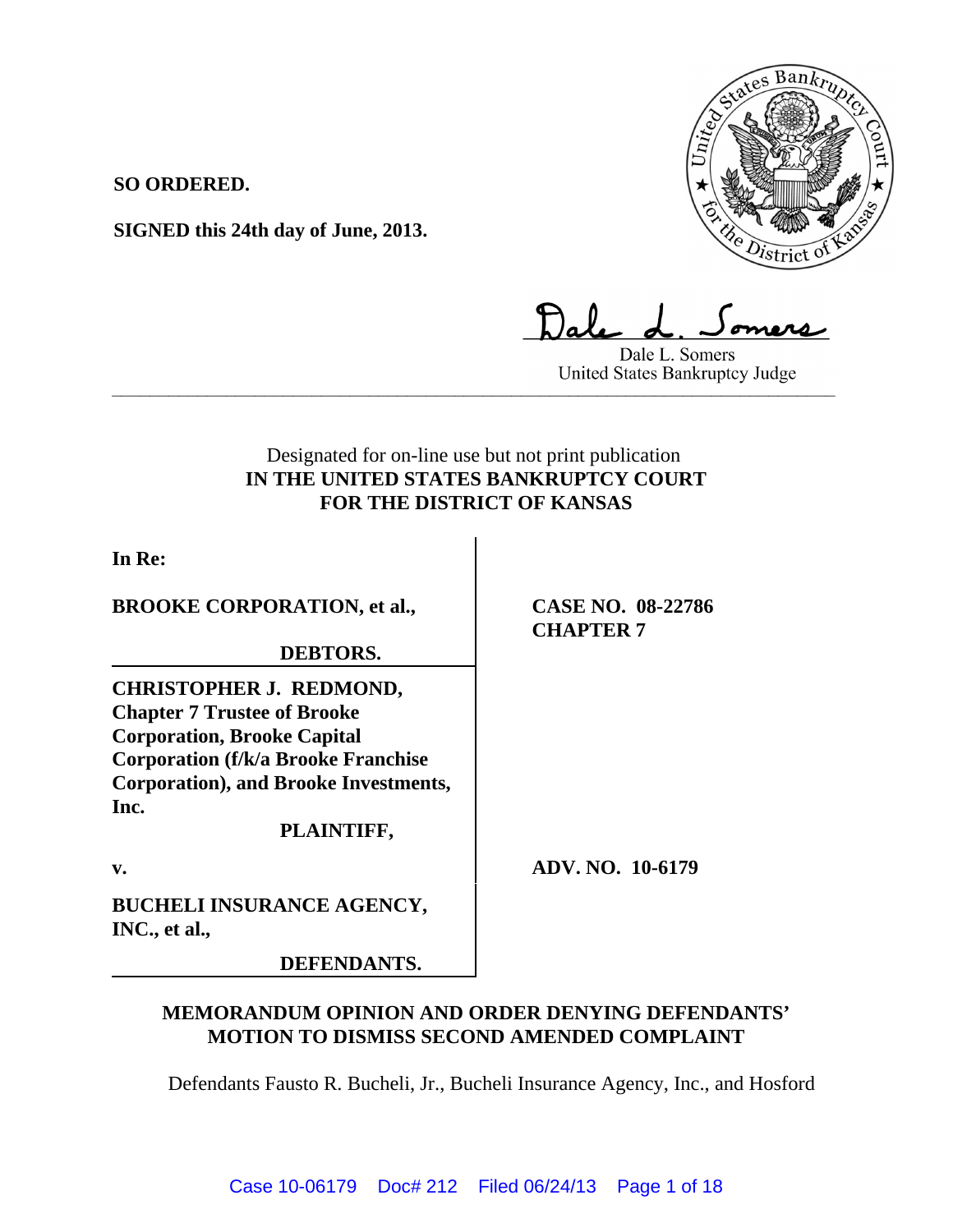**SO ORDERED.**

**SIGNED this 24th day of June, 2013.**

Dale L. Somers
United States Bankruptcy Judge

---

Designated for on-line use but not print publication

**IN THE UNITED STATES BANKRUPTCY COURT**
**FOR THE DISTRICT OF KANSAS**

**In Re:**

**BROOKE CORPORATION, et al.,**

**DEBTORS.**

**CASE NO. 08-22786**
**CHAPTER 7**

**CHRISTOPHER J. REDMOND, Chapter 7 Trustee of Brooke Corporation, Brooke Capital Corporation (f/k/a Brooke Franchise Corporation), and Brooke Investments, Inc.**

**PLAINTIFF,**

**v.**

**ADV. NO. 10-6179**

**BUCHELI INSURANCE AGENCY, INC., et al.,**

**DEFENDANTS.**

**MEMORANDUM OPINION AND ORDER DENYING DEFENDANTS' MOTION TO DISMISS SECOND AMENDED COMPLAINT**

Defendants Fausto R. Bucheli, Jr., Bucheli Insurance Agency, Inc., and Hosford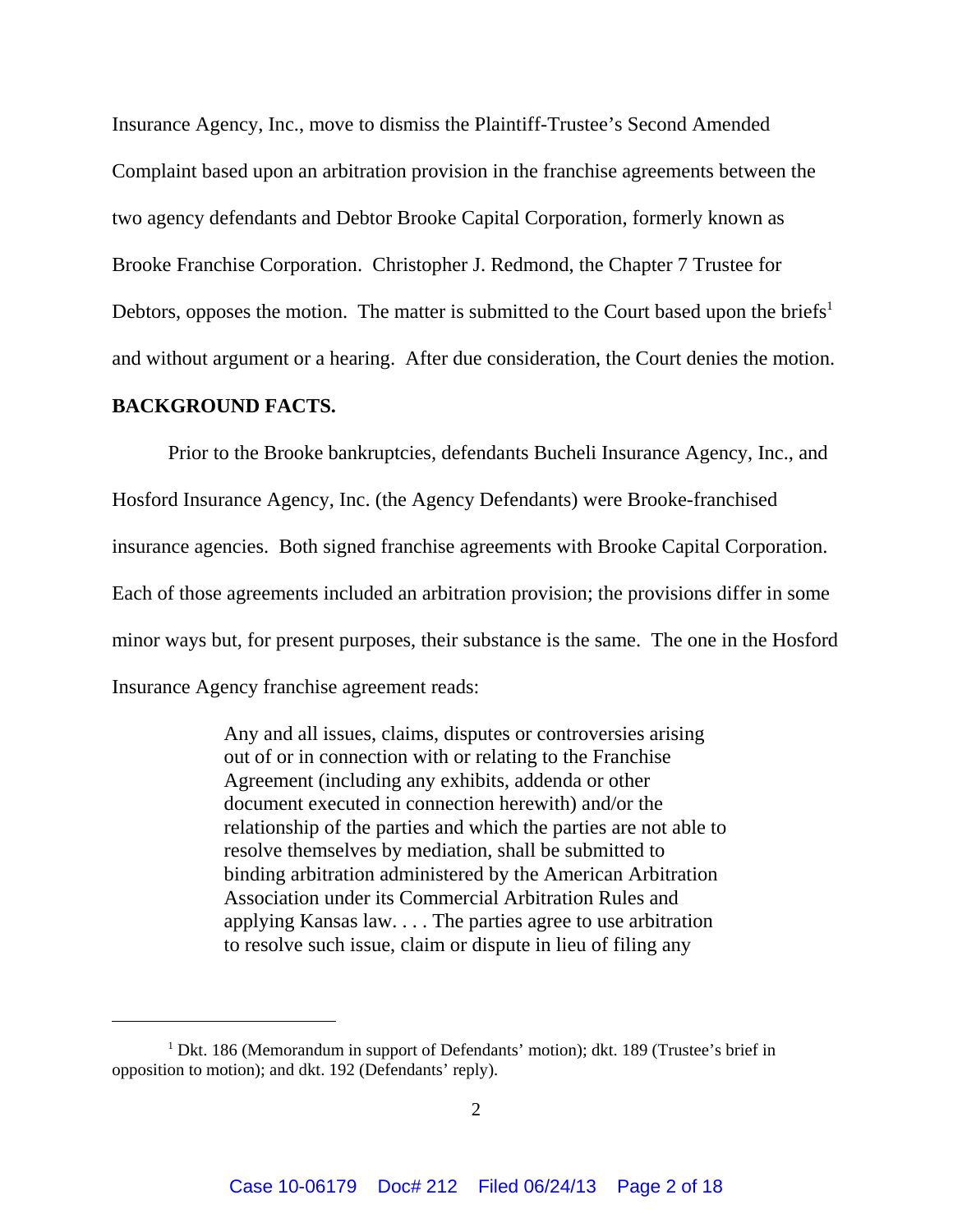Insurance Agency, Inc., move to dismiss the Plaintiff-Trustee's Second Amended Complaint based upon an arbitration provision in the franchise agreements between the two agency defendants and Debtor Brooke Capital Corporation, formerly known as Brooke Franchise Corporation. Christopher J. Redmond, the Chapter 7 Trustee for Debtors, opposes the motion. The matter is submitted to the Court based upon the briefs[1] and without argument or a hearing. After due consideration, the Court denies the motion.

**BACKGROUND FACTS.**

Prior to the Brooke bankruptcies, defendants Bucheli Insurance Agency, Inc., and Hosford Insurance Agency, Inc. (the Agency Defendants) were Brooke-franchised insurance agencies. Both signed franchise agreements with Brooke Capital Corporation. Each of those agreements included an arbitration provision; the provisions differ in some minor ways but, for present purposes, their substance is the same. The one in the Hosford Insurance Agency franchise agreement reads:

> Any and all issues, claims, disputes or controversies arising out of or in connection with or relating to the Franchise Agreement (including any exhibits, addenda or other document executed in connection herewith) and/or the relationship of the parties and which the parties are not able to resolve themselves by mediation, shall be submitted to binding arbitration administered by the American Arbitration Association under its Commercial Arbitration Rules and applying Kansas law. . . . The parties agree to use arbitration to resolve such issue, claim or dispute in lieu of filing any

[1] Dkt. 186 (Memorandum in support of Defendants' motion); dkt. 189 (Trustee's brief in opposition to motion); and dkt. 192 (Defendants' reply).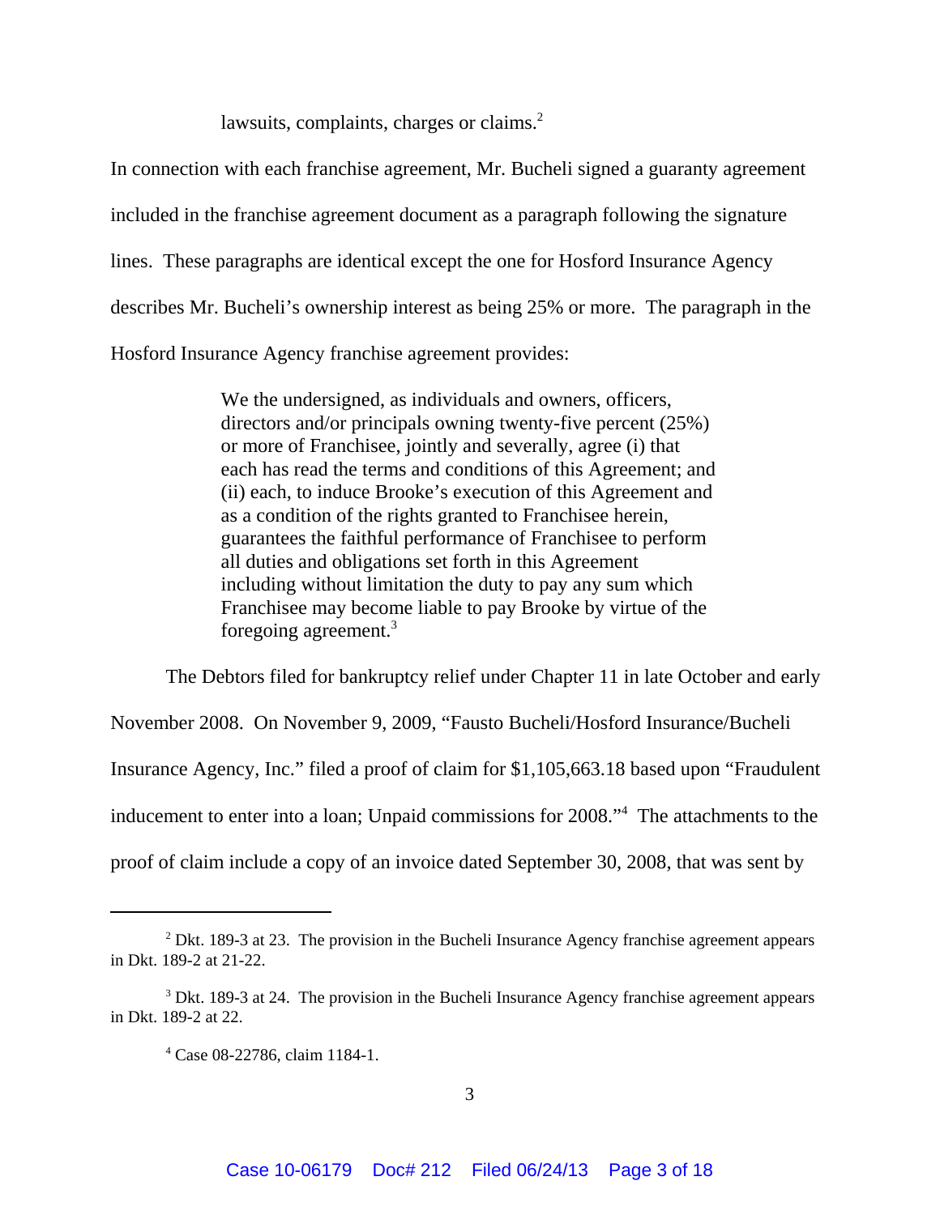lawsuits, complaints, charges or claims.[2]

In connection with each franchise agreement, Mr. Bucheli signed a guaranty agreement included in the franchise agreement document as a paragraph following the signature lines. These paragraphs are identical except the one for Hosford Insurance Agency describes Mr. Bucheli's ownership interest as being 25% or more. The paragraph in the Hosford Insurance Agency franchise agreement provides:

> We the undersigned, as individuals and owners, officers, directors and/or principals owning twenty-five percent (25%) or more of Franchisee, jointly and severally, agree (i) that each has read the terms and conditions of this Agreement; and (ii) each, to induce Brooke's execution of this Agreement and as a condition of the rights granted to Franchisee herein, guarantees the faithful performance of Franchisee to perform all duties and obligations set forth in this Agreement including without limitation the duty to pay any sum which Franchisee may become liable to pay Brooke by virtue of the foregoing agreement.[3]

The Debtors filed for bankruptcy relief under Chapter 11 in late October and early November 2008. On November 9, 2009, "Fausto Bucheli/Hosford Insurance/Bucheli Insurance Agency, Inc." filed a proof of claim for $1,105,663.18 based upon "Fraudulent inducement to enter into a loan; Unpaid commissions for 2008."[4] The attachments to the proof of claim include a copy of an invoice dated September 30, 2008, that was sent by

---

[2] Dkt. 189-3 at 23. The provision in the Bucheli Insurance Agency franchise agreement appears in Dkt. 189-2 at 21-22.

[3] Dkt. 189-3 at 24. The provision in the Bucheli Insurance Agency franchise agreement appears in Dkt. 189-2 at 22.

[4] Case 08-22786, claim 1184-1.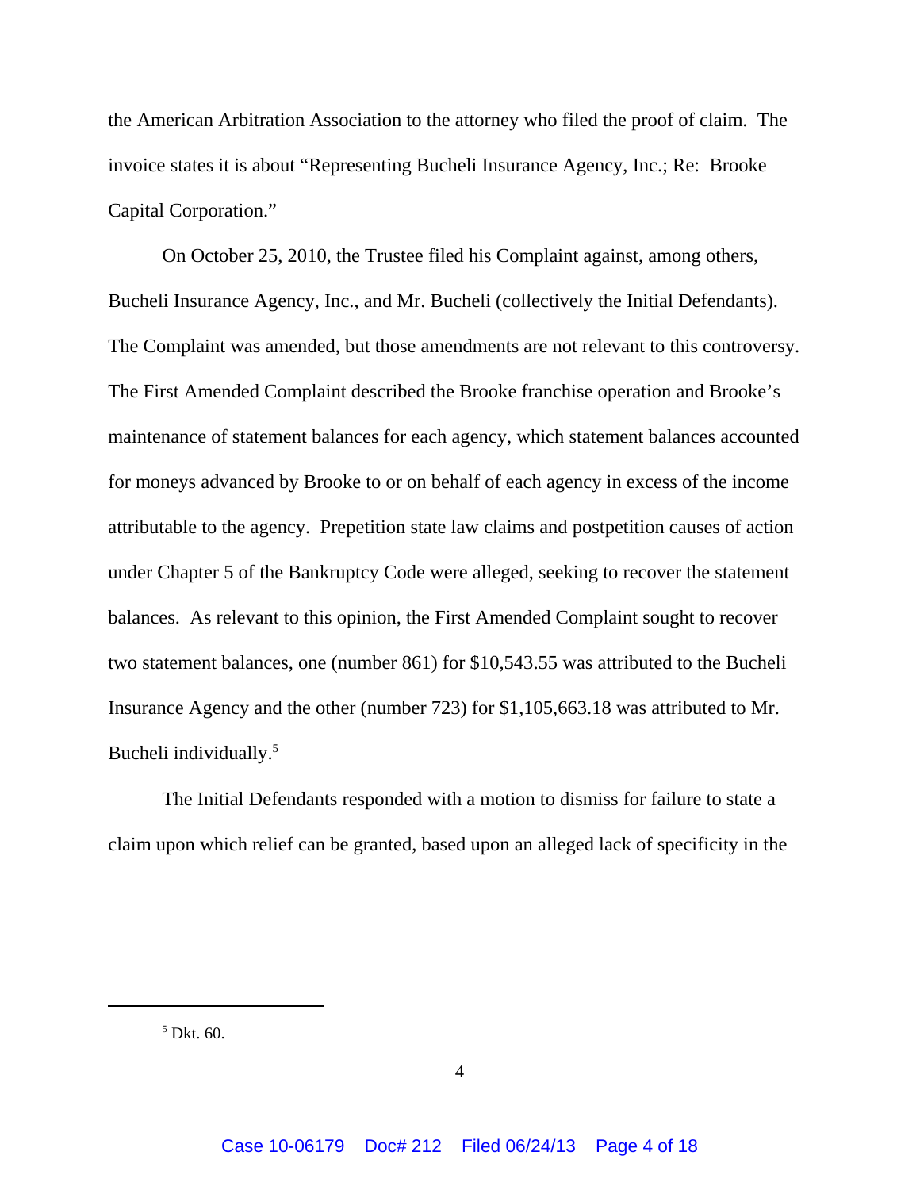the American Arbitration Association to the attorney who filed the proof of claim. The invoice states it is about "Representing Bucheli Insurance Agency, Inc.; Re: Brooke Capital Corporation."

On October 25, 2010, the Trustee filed his Complaint against, among others, Bucheli Insurance Agency, Inc., and Mr. Bucheli (collectively the Initial Defendants). The Complaint was amended, but those amendments are not relevant to this controversy. The First Amended Complaint described the Brooke franchise operation and Brooke's maintenance of statement balances for each agency, which statement balances accounted for moneys advanced by Brooke to or on behalf of each agency in excess of the income attributable to the agency. Prepetition state law claims and postpetition causes of action under Chapter 5 of the Bankruptcy Code were alleged, seeking to recover the statement balances. As relevant to this opinion, the First Amended Complaint sought to recover two statement balances, one (number 861) for $10,543.55 was attributed to the Bucheli Insurance Agency and the other (number 723) for $1,105,663.18 was attributed to Mr. Bucheli individually.[5]

The Initial Defendants responded with a motion to dismiss for failure to state a claim upon which relief can be granted, based upon an alleged lack of specificity in the

---

[5] Dkt. 60.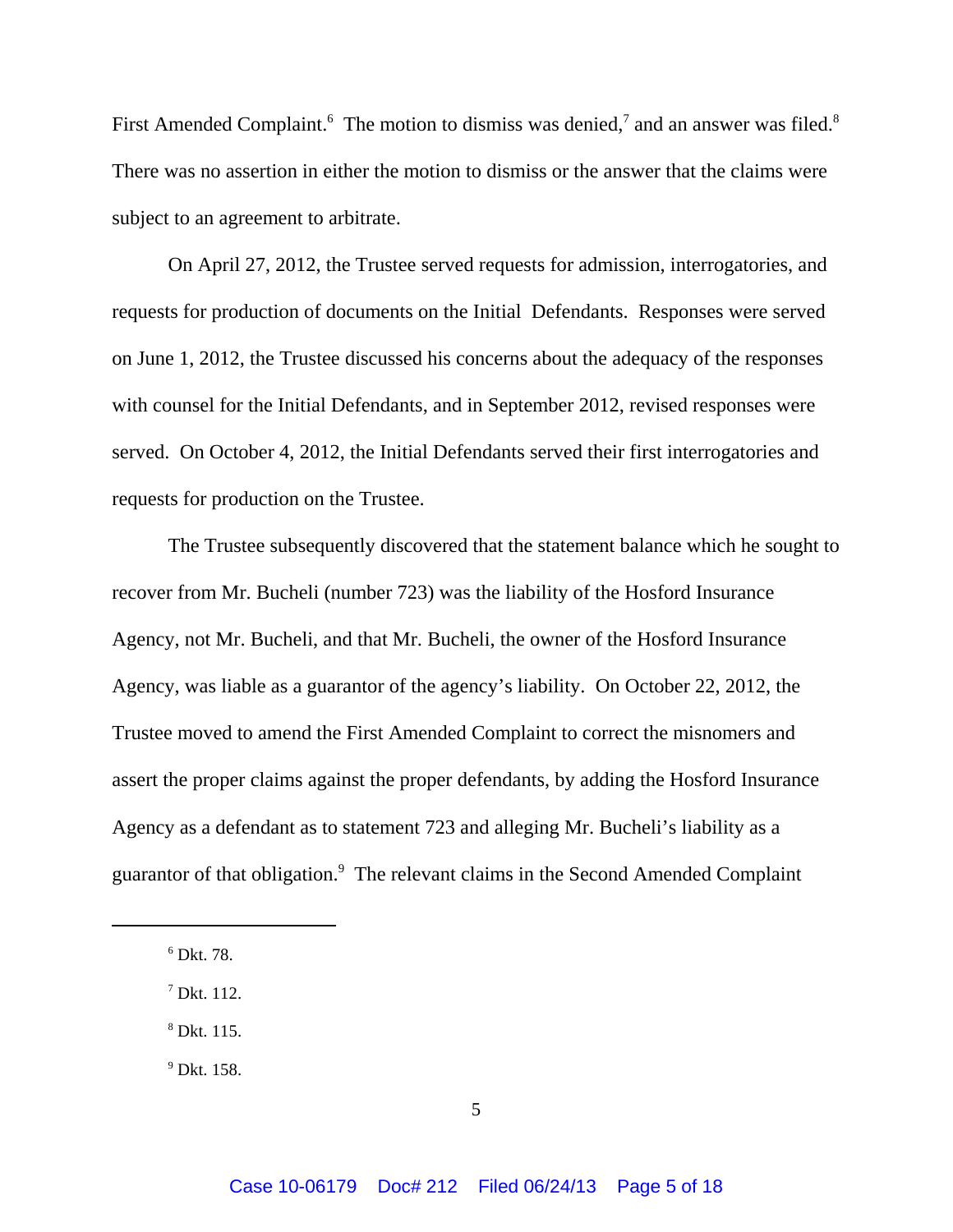First Amended Complaint.[6] The motion to dismiss was denied,[7] and an answer was filed.[8] There was no assertion in either the motion to dismiss or the answer that the claims were subject to an agreement to arbitrate.

On April 27, 2012, the Trustee served requests for admission, interrogatories, and requests for production of documents on the Initial Defendants. Responses were served on June 1, 2012, the Trustee discussed his concerns about the adequacy of the responses with counsel for the Initial Defendants, and in September 2012, revised responses were served. On October 4, 2012, the Initial Defendants served their first interrogatories and requests for production on the Trustee.

The Trustee subsequently discovered that the statement balance which he sought to recover from Mr. Bucheli (number 723) was the liability of the Hosford Insurance Agency, not Mr. Bucheli, and that Mr. Bucheli, the owner of the Hosford Insurance Agency, was liable as a guarantor of the agency's liability. On October 22, 2012, the Trustee moved to amend the First Amended Complaint to correct the misnomers and assert the proper claims against the proper defendants, by adding the Hosford Insurance Agency as a defendant as to statement 723 and alleging Mr. Bucheli's liability as a guarantor of that obligation.[9] The relevant claims in the Second Amended Complaint

---

[6] Dkt. 78.

[7] Dkt. 112.

[8] Dkt. 115.

[9] Dkt. 158.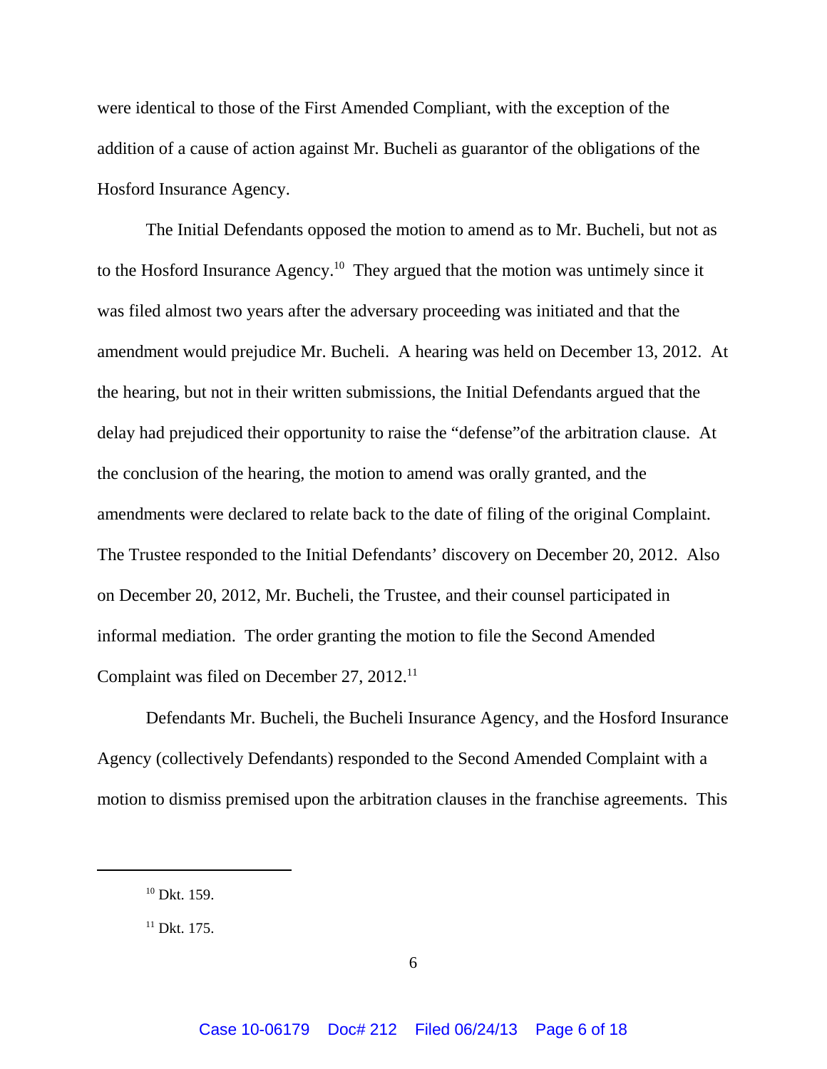were identical to those of the First Amended Compliant, with the exception of the addition of a cause of action against Mr. Bucheli as guarantor of the obligations of the Hosford Insurance Agency.

The Initial Defendants opposed the motion to amend as to Mr. Bucheli, but not as to the Hosford Insurance Agency.[10] They argued that the motion was untimely since it was filed almost two years after the adversary proceeding was initiated and that the amendment would prejudice Mr. Bucheli. A hearing was held on December 13, 2012. At the hearing, but not in their written submissions, the Initial Defendants argued that the delay had prejudiced their opportunity to raise the "defense"of the arbitration clause. At the conclusion of the hearing, the motion to amend was orally granted, and the amendments were declared to relate back to the date of filing of the original Complaint. The Trustee responded to the Initial Defendants' discovery on December 20, 2012. Also on December 20, 2012, Mr. Bucheli, the Trustee, and their counsel participated in informal mediation. The order granting the motion to file the Second Amended Complaint was filed on December 27, 2012.[11]

Defendants Mr. Bucheli, the Bucheli Insurance Agency, and the Hosford Insurance Agency (collectively Defendants) responded to the Second Amended Complaint with a motion to dismiss premised upon the arbitration clauses in the franchise agreements. This

---

[10] Dkt. 159.

[11] Dkt. 175.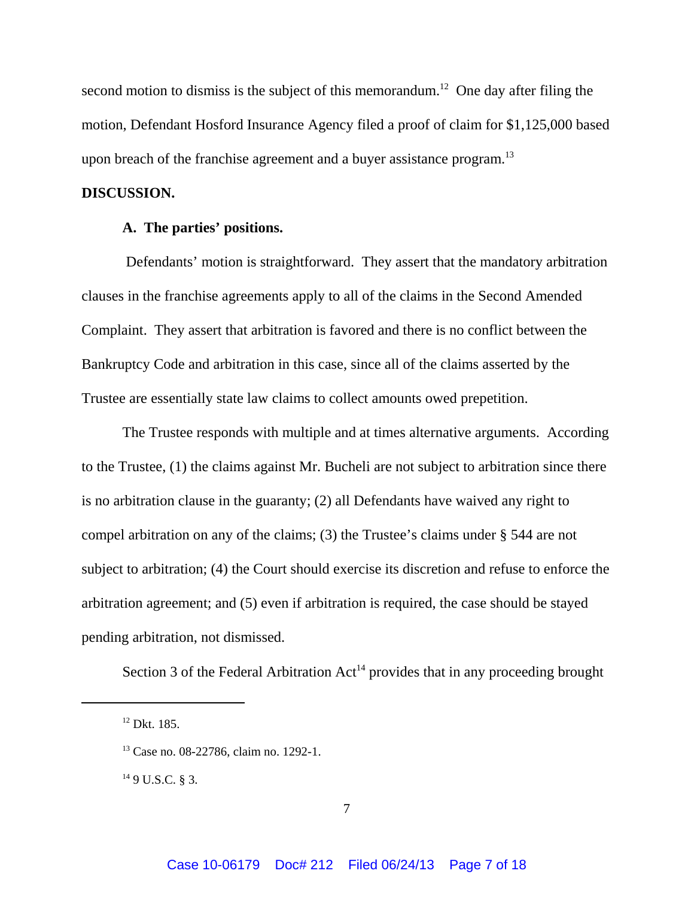second motion to dismiss is the subject of this memorandum.[12] One day after filing the motion, Defendant Hosford Insurance Agency filed a proof of claim for $1,125,000 based upon breach of the franchise agreement and a buyer assistance program.[13]

**DISCUSSION.**

**A. The parties' positions.**

Defendants' motion is straightforward. They assert that the mandatory arbitration clauses in the franchise agreements apply to all of the claims in the Second Amended Complaint. They assert that arbitration is favored and there is no conflict between the Bankruptcy Code and arbitration in this case, since all of the claims asserted by the Trustee are essentially state law claims to collect amounts owed prepetition.

The Trustee responds with multiple and at times alternative arguments. According to the Trustee, (1) the claims against Mr. Bucheli are not subject to arbitration since there is no arbitration clause in the guaranty; (2) all Defendants have waived any right to compel arbitration on any of the claims; (3) the Trustee's claims under § 544 are not subject to arbitration; (4) the Court should exercise its discretion and refuse to enforce the arbitration agreement; and (5) even if arbitration is required, the case should be stayed pending arbitration, not dismissed.

Section 3 of the Federal Arbitration Act[14] provides that in any proceeding brought

---

[12] Dkt. 185.

[13] Case no. 08-22786, claim no. 1292-1.

[14] 9 U.S.C. § 3.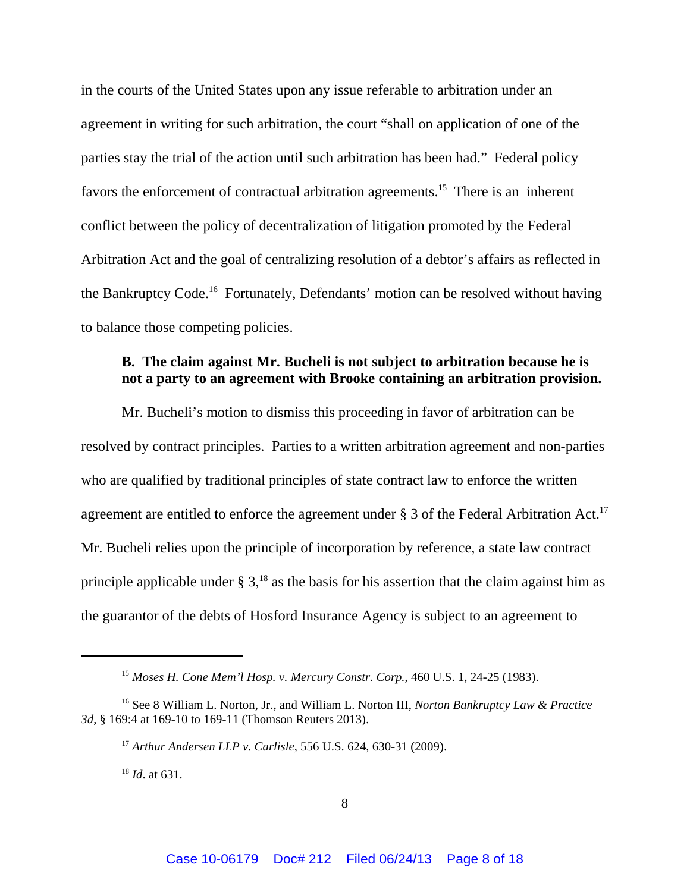in the courts of the United States upon any issue referable to arbitration under an agreement in writing for such arbitration, the court "shall on application of one of the parties stay the trial of the action until such arbitration has been had." Federal policy favors the enforcement of contractual arbitration agreements.[15] There is an inherent conflict between the policy of decentralization of litigation promoted by the Federal Arbitration Act and the goal of centralizing resolution of a debtor's affairs as reflected in the Bankruptcy Code.[16] Fortunately, Defendants' motion can be resolved without having to balance those competing policies.

**B. The claim against Mr. Bucheli is not subject to arbitration because he is not a party to an agreement with Brooke containing an arbitration provision.**

Mr. Bucheli's motion to dismiss this proceeding in favor of arbitration can be resolved by contract principles. Parties to a written arbitration agreement and non-parties who are qualified by traditional principles of state contract law to enforce the written agreement are entitled to enforce the agreement under § 3 of the Federal Arbitration Act.[17] Mr. Bucheli relies upon the principle of incorporation by reference, a state law contract principle applicable under § 3,[18] as the basis for his assertion that the claim against him as the guarantor of the debts of Hosford Insurance Agency is subject to an agreement to

---

[15] *Moses H. Cone Mem'l Hosp. v. Mercury Constr. Corp.*, 460 U.S. 1, 24-25 (1983).

[16] See 8 William L. Norton, Jr., and William L. Norton III, *Norton Bankruptcy Law & Practice 3d*, § 169:4 at 169-10 to 169-11 (Thomson Reuters 2013).

[17] *Arthur Andersen LLP v. Carlisle*, 556 U.S. 624, 630-31 (2009).

[18] *Id*. at 631.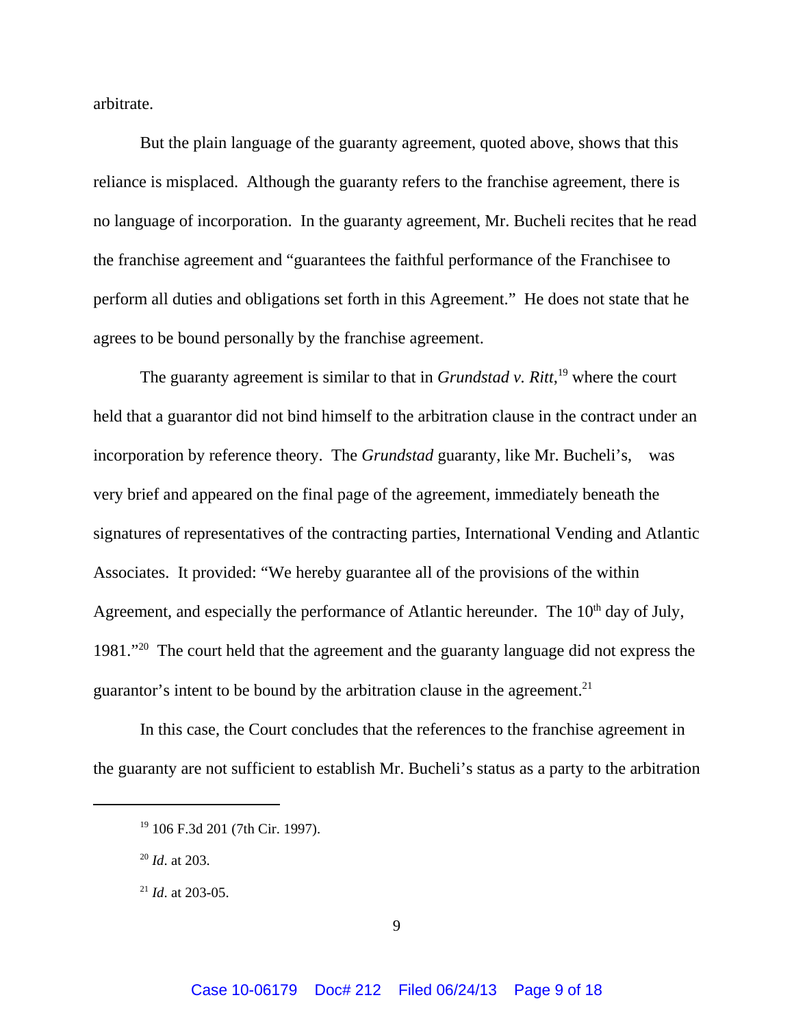arbitrate.

But the plain language of the guaranty agreement, quoted above, shows that this reliance is misplaced. Although the guaranty refers to the franchise agreement, there is no language of incorporation. In the guaranty agreement, Mr. Bucheli recites that he read the franchise agreement and "guarantees the faithful performance of the Franchisee to perform all duties and obligations set forth in this Agreement." He does not state that he agrees to be bound personally by the franchise agreement.

The guaranty agreement is similar to that in *Grundstad v. Ritt*,[19] where the court held that a guarantor did not bind himself to the arbitration clause in the contract under an incorporation by reference theory. The *Grundstad* guaranty, like Mr. Bucheli's, was very brief and appeared on the final page of the agreement, immediately beneath the signatures of representatives of the contracting parties, International Vending and Atlantic Associates. It provided: "We hereby guarantee all of the provisions of the within Agreement, and especially the performance of Atlantic hereunder. The 10th day of July, 1981."[20] The court held that the agreement and the guaranty language did not express the guarantor's intent to be bound by the arbitration clause in the agreement.[21]

In this case, the Court concludes that the references to the franchise agreement in the guaranty are not sufficient to establish Mr. Bucheli's status as a party to the arbitration

---

[19] 106 F.3d 201 (7th Cir. 1997).

[20] *Id*. at 203.

[21] *Id*. at 203-05.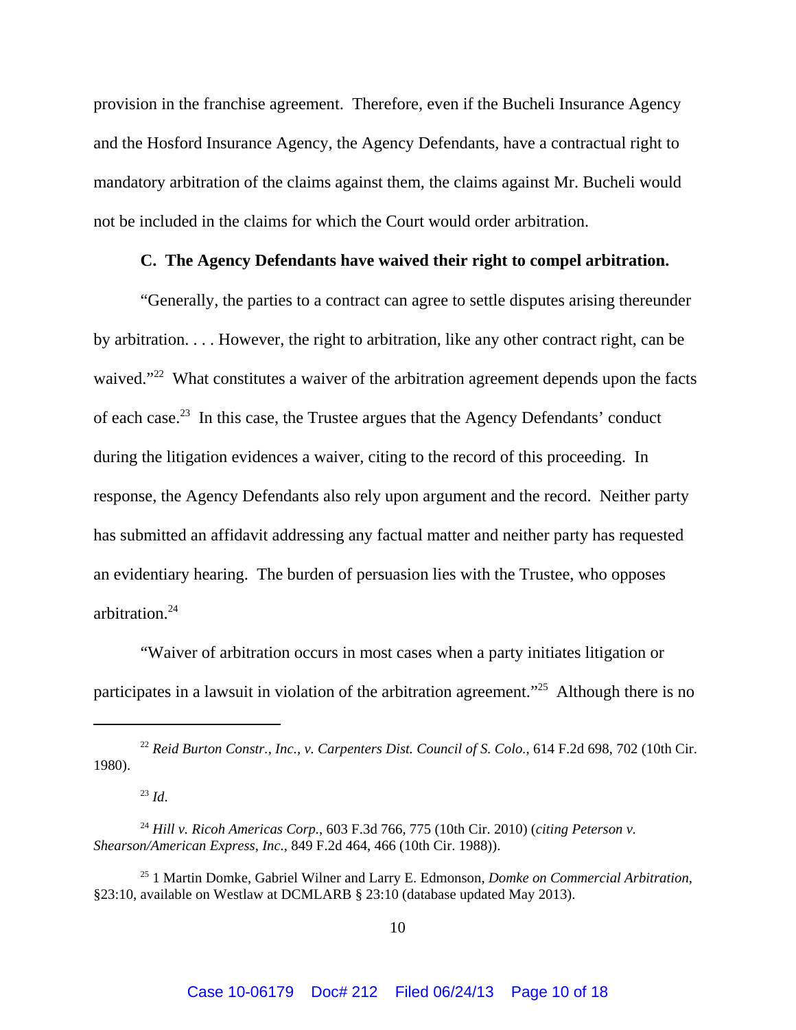provision in the franchise agreement. Therefore, even if the Bucheli Insurance Agency and the Hosford Insurance Agency, the Agency Defendants, have a contractual right to mandatory arbitration of the claims against them, the claims against Mr. Bucheli would not be included in the claims for which the Court would order arbitration.

### C. The Agency Defendants have waived their right to compel arbitration.

"Generally, the parties to a contract can agree to settle disputes arising thereunder by arbitration. . . . However, the right to arbitration, like any other contract right, can be waived."[22] What constitutes a waiver of the arbitration agreement depends upon the facts of each case.[23] In this case, the Trustee argues that the Agency Defendants' conduct during the litigation evidences a waiver, citing to the record of this proceeding. In response, the Agency Defendants also rely upon argument and the record. Neither party has submitted an affidavit addressing any factual matter and neither party has requested an evidentiary hearing. The burden of persuasion lies with the Trustee, who opposes arbitration.[24]

"Waiver of arbitration occurs in most cases when a party initiates litigation or participates in a lawsuit in violation of the arbitration agreement."[25] Although there is no

---

[22] *Reid Burton Constr., Inc., v. Carpenters Dist. Council of S. Colo.*, 614 F.2d 698, 702 (10th Cir. 1980).

[23] *Id*.

[24] *Hill v. Ricoh Americas Corp.*, 603 F.3d 766, 775 (10th Cir. 2010) (*citing Peterson v. Shearson/American Express, Inc.*, 849 F.2d 464, 466 (10th Cir. 1988)).

[25] 1 Martin Domke, Gabriel Wilner and Larry E. Edmonson, *Domke on Commercial Arbitration*, §23:10, available on Westlaw at DCMLARB § 23:10 (database updated May 2013).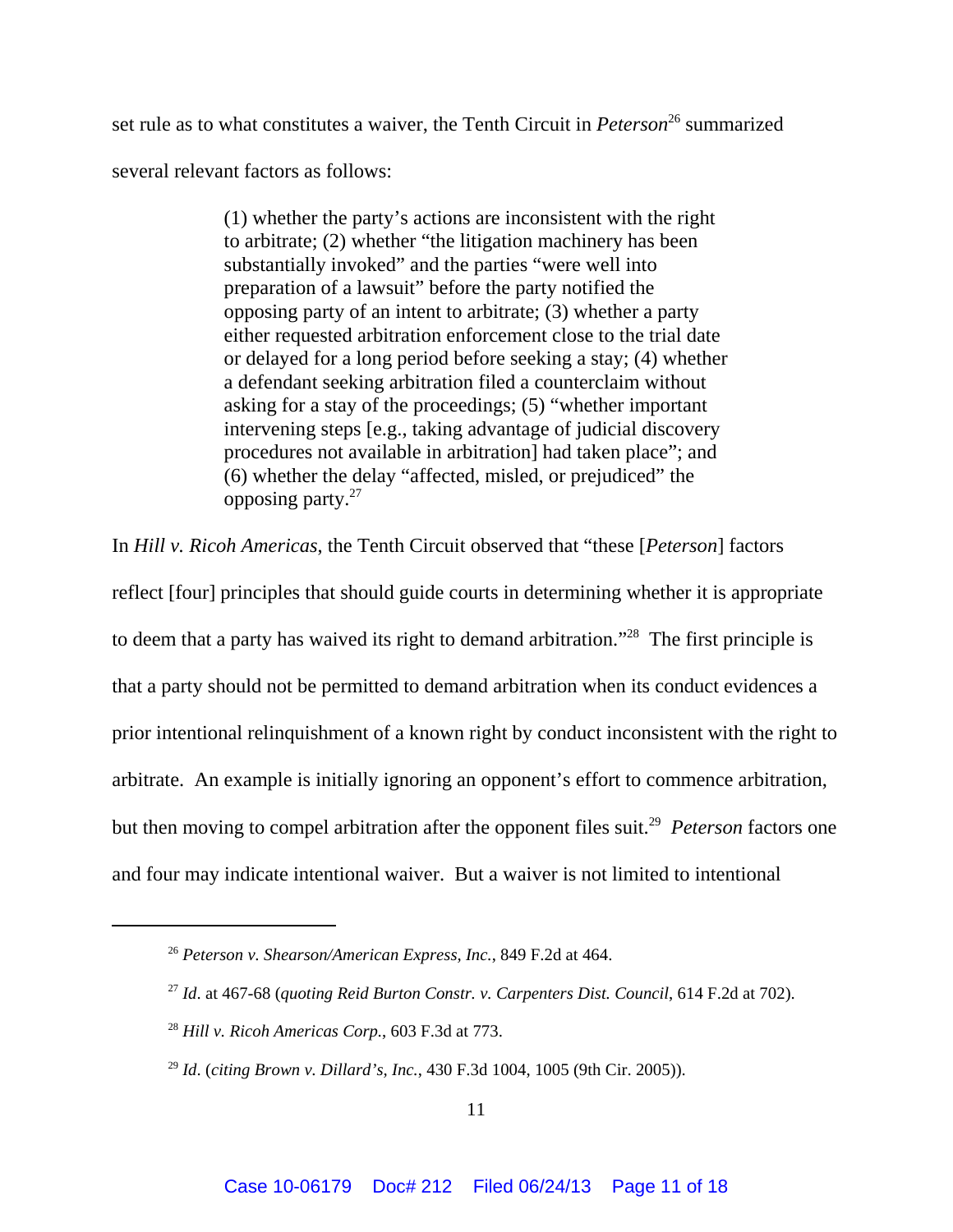set rule as to what constitutes a waiver, the Tenth Circuit in *Peterson*[26] summarized several relevant factors as follows:

> (1) whether the party's actions are inconsistent with the right to arbitrate; (2) whether "the litigation machinery has been substantially invoked" and the parties "were well into preparation of a lawsuit" before the party notified the opposing party of an intent to arbitrate; (3) whether a party either requested arbitration enforcement close to the trial date or delayed for a long period before seeking a stay; (4) whether a defendant seeking arbitration filed a counterclaim without asking for a stay of the proceedings; (5) "whether important intervening steps [e.g., taking advantage of judicial discovery procedures not available in arbitration] had taken place"; and (6) whether the delay "affected, misled, or prejudiced" the opposing party.[27]

In *Hill v. Ricoh Americas*, the Tenth Circuit observed that "these [*Peterson*] factors reflect [four] principles that should guide courts in determining whether it is appropriate to deem that a party has waived its right to demand arbitration."[28] The first principle is that a party should not be permitted to demand arbitration when its conduct evidences a prior intentional relinquishment of a known right by conduct inconsistent with the right to arbitrate. An example is initially ignoring an opponent's effort to commence arbitration, but then moving to compel arbitration after the opponent files suit.[29] *Peterson* factors one and four may indicate intentional waiver. But a waiver is not limited to intentional

---

[26] *Peterson v. Shearson/American Express, Inc.*, 849 F.2d at 464.

[27] *Id*. at 467-68 (*quoting Reid Burton Constr. v. Carpenters Dist. Council*, 614 F.2d at 702).

[28] *Hill v. Ricoh Americas Corp.*, 603 F.3d at 773.

[29] *Id*. (*citing Brown v. Dillard's, Inc.*, 430 F.3d 1004, 1005 (9th Cir. 2005)).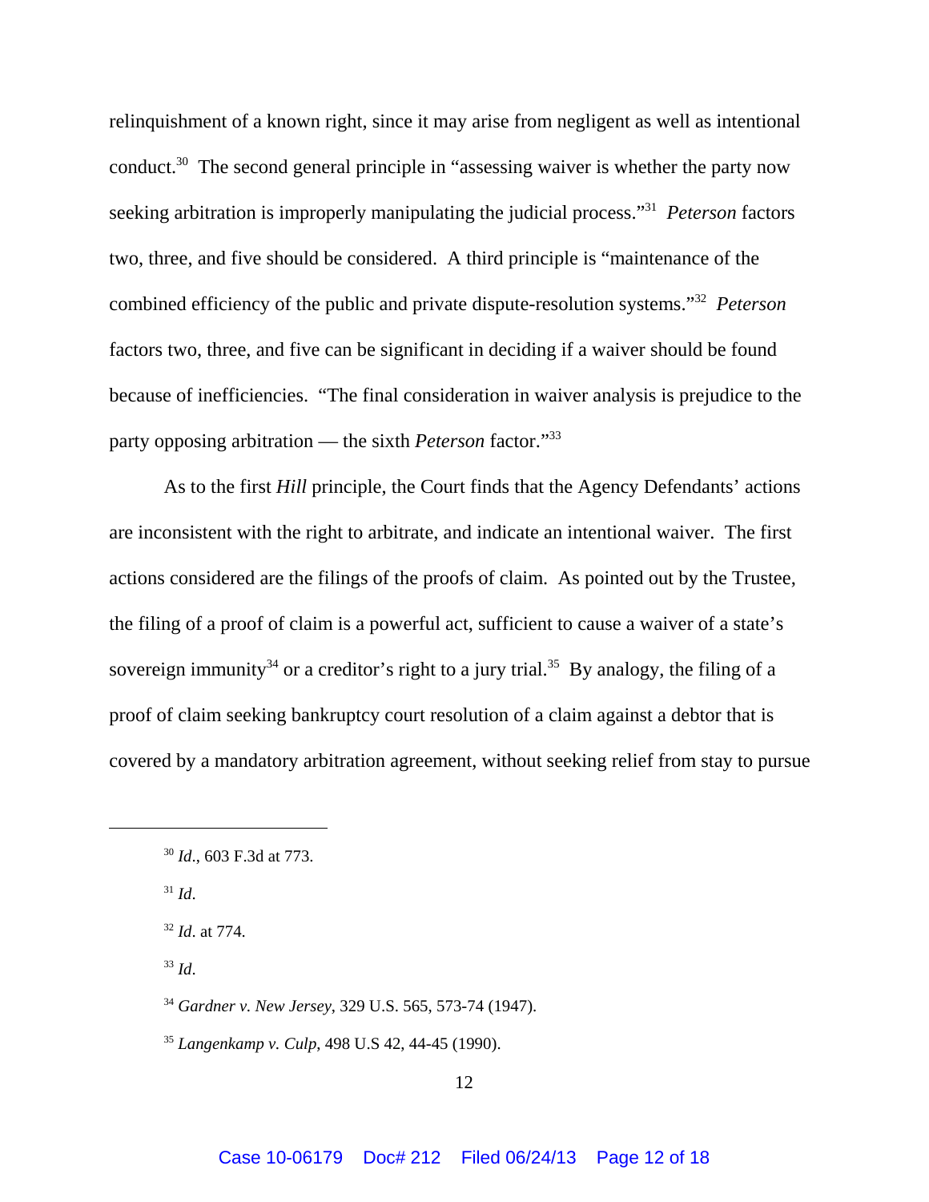relinquishment of a known right, since it may arise from negligent as well as intentional conduct.[30] The second general principle in "assessing waiver is whether the party now seeking arbitration is improperly manipulating the judicial process."[31] *Peterson* factors two, three, and five should be considered. A third principle is "maintenance of the combined efficiency of the public and private dispute-resolution systems."[32] *Peterson* factors two, three, and five can be significant in deciding if a waiver should be found because of inefficiencies. "The final consideration in waiver analysis is prejudice to the party opposing arbitration — the sixth *Peterson* factor."[33]

As to the first *Hill* principle, the Court finds that the Agency Defendants' actions are inconsistent with the right to arbitrate, and indicate an intentional waiver. The first actions considered are the filings of the proofs of claim. As pointed out by the Trustee, the filing of a proof of claim is a powerful act, sufficient to cause a waiver of a state's sovereign immunity[34] or a creditor's right to a jury trial.[35] By analogy, the filing of a proof of claim seeking bankruptcy court resolution of a claim against a debtor that is covered by a mandatory arbitration agreement, without seeking relief from stay to pursue

---

[30] *Id*., 603 F.3d at 773.

[31] *Id*.

[32] *Id*. at 774.

[33] *Id*.

[34] *Gardner v. New Jersey*, 329 U.S. 565, 573-74 (1947).

[35] *Langenkamp v. Culp*, 498 U.S 42, 44-45 (1990).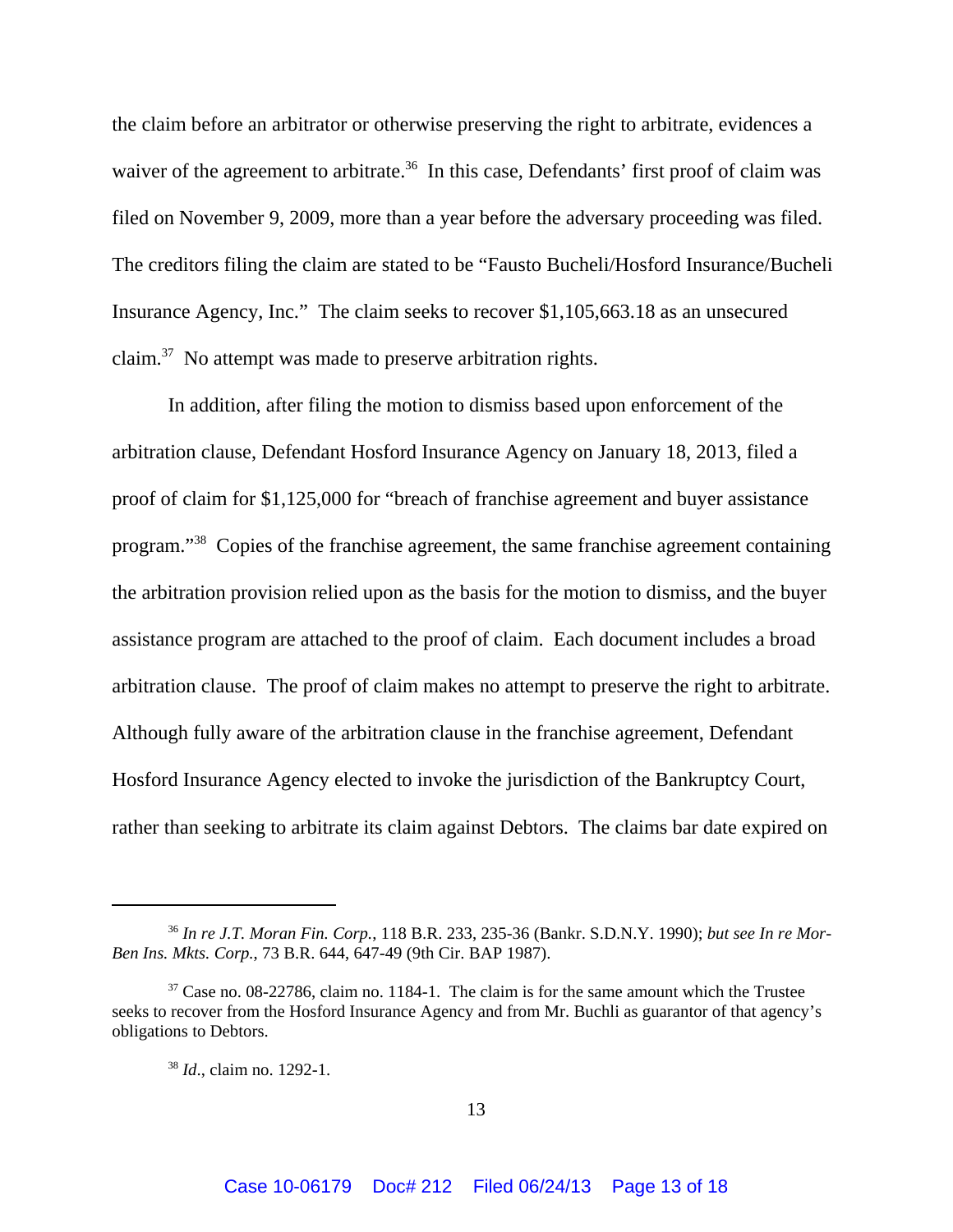the claim before an arbitrator or otherwise preserving the right to arbitrate, evidences a waiver of the agreement to arbitrate.[36] In this case, Defendants' first proof of claim was filed on November 9, 2009, more than a year before the adversary proceeding was filed. The creditors filing the claim are stated to be "Fausto Bucheli/Hosford Insurance/Bucheli Insurance Agency, Inc." The claim seeks to recover $1,105,663.18 as an unsecured claim.[37] No attempt was made to preserve arbitration rights.

In addition, after filing the motion to dismiss based upon enforcement of the arbitration clause, Defendant Hosford Insurance Agency on January 18, 2013, filed a proof of claim for $1,125,000 for "breach of franchise agreement and buyer assistance program."[38] Copies of the franchise agreement, the same franchise agreement containing the arbitration provision relied upon as the basis for the motion to dismiss, and the buyer assistance program are attached to the proof of claim. Each document includes a broad arbitration clause. The proof of claim makes no attempt to preserve the right to arbitrate. Although fully aware of the arbitration clause in the franchise agreement, Defendant Hosford Insurance Agency elected to invoke the jurisdiction of the Bankruptcy Court, rather than seeking to arbitrate its claim against Debtors. The claims bar date expired on

---

[36] *In re J.T. Moran Fin. Corp.*, 118 B.R. 233, 235-36 (Bankr. S.D.N.Y. 1990); *but see In re Mor-Ben Ins. Mkts. Corp.*, 73 B.R. 644, 647-49 (9th Cir. BAP 1987).

[37] Case no. 08-22786, claim no. 1184-1. The claim is for the same amount which the Trustee seeks to recover from the Hosford Insurance Agency and from Mr. Buchli as guarantor of that agency's obligations to Debtors.

[38] *Id*., claim no. 1292-1.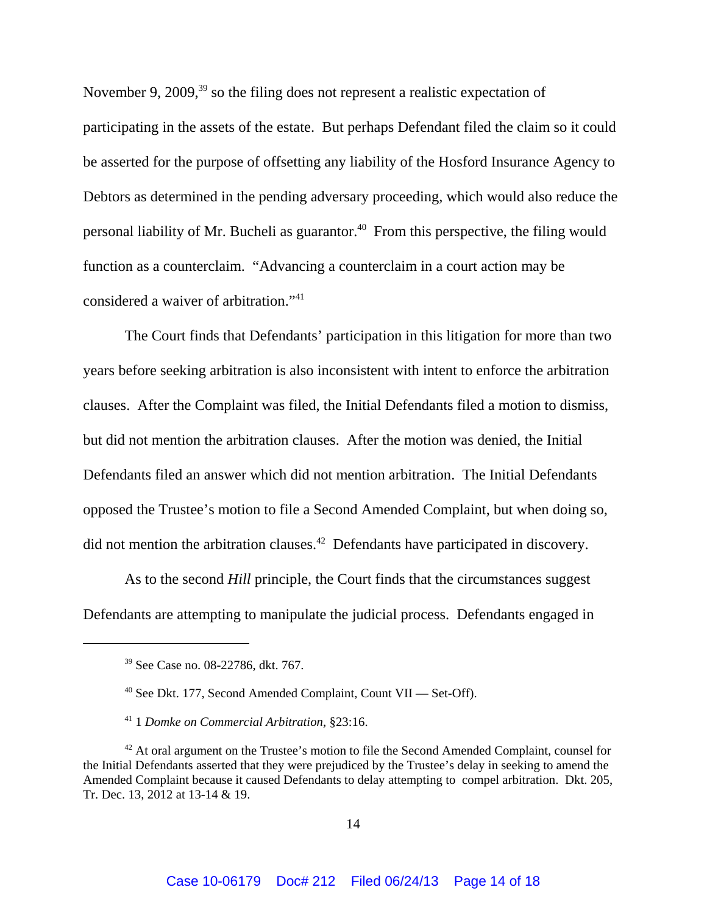November 9, 2009,[39] so the filing does not represent a realistic expectation of participating in the assets of the estate. But perhaps Defendant filed the claim so it could be asserted for the purpose of offsetting any liability of the Hosford Insurance Agency to Debtors as determined in the pending adversary proceeding, which would also reduce the personal liability of Mr. Bucheli as guarantor.[40] From this perspective, the filing would function as a counterclaim. "Advancing a counterclaim in a court action may be considered a waiver of arbitration."[41]

The Court finds that Defendants' participation in this litigation for more than two years before seeking arbitration is also inconsistent with intent to enforce the arbitration clauses. After the Complaint was filed, the Initial Defendants filed a motion to dismiss, but did not mention the arbitration clauses. After the motion was denied, the Initial Defendants filed an answer which did not mention arbitration. The Initial Defendants opposed the Trustee's motion to file a Second Amended Complaint, but when doing so, did not mention the arbitration clauses.[42] Defendants have participated in discovery.

As to the second *Hill* principle, the Court finds that the circumstances suggest Defendants are attempting to manipulate the judicial process. Defendants engaged in

---

[39] See Case no. 08-22786, dkt. 767.

[40] See Dkt. 177, Second Amended Complaint, Count VII — Set-Off).

[41] 1 *Domke on Commercial Arbitration*, §23:16.

[42] At oral argument on the Trustee's motion to file the Second Amended Complaint, counsel for the Initial Defendants asserted that they were prejudiced by the Trustee's delay in seeking to amend the Amended Complaint because it caused Defendants to delay attempting to compel arbitration. Dkt. 205, Tr. Dec. 13, 2012 at 13-14 & 19.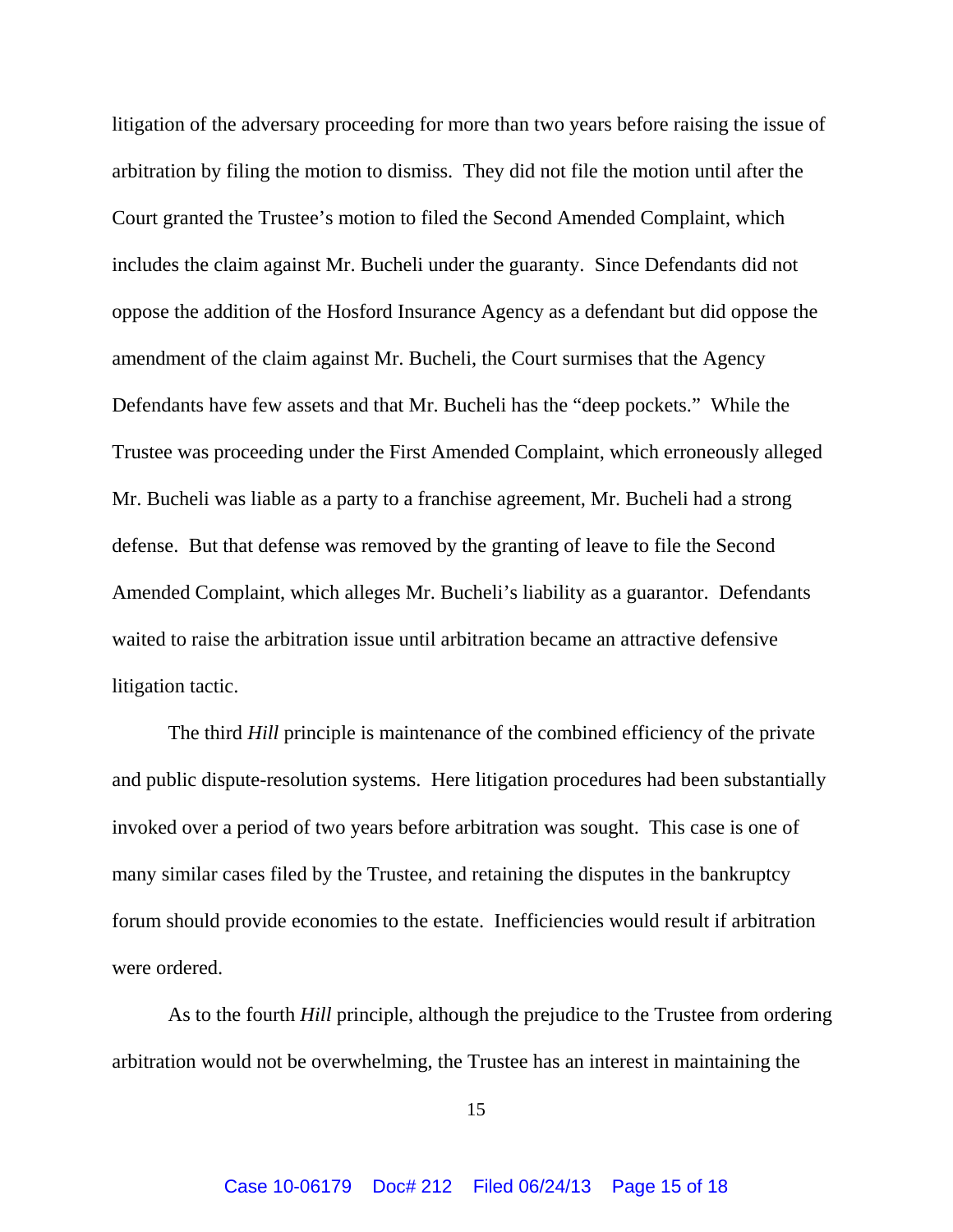litigation of the adversary proceeding for more than two years before raising the issue of arbitration by filing the motion to dismiss. They did not file the motion until after the Court granted the Trustee's motion to filed the Second Amended Complaint, which includes the claim against Mr. Bucheli under the guaranty. Since Defendants did not oppose the addition of the Hosford Insurance Agency as a defendant but did oppose the amendment of the claim against Mr. Bucheli, the Court surmises that the Agency Defendants have few assets and that Mr. Bucheli has the "deep pockets." While the Trustee was proceeding under the First Amended Complaint, which erroneously alleged Mr. Bucheli was liable as a party to a franchise agreement, Mr. Bucheli had a strong defense. But that defense was removed by the granting of leave to file the Second Amended Complaint, which alleges Mr. Bucheli's liability as a guarantor. Defendants waited to raise the arbitration issue until arbitration became an attractive defensive litigation tactic.

The third *Hill* principle is maintenance of the combined efficiency of the private and public dispute-resolution systems. Here litigation procedures had been substantially invoked over a period of two years before arbitration was sought. This case is one of many similar cases filed by the Trustee, and retaining the disputes in the bankruptcy forum should provide economies to the estate. Inefficiencies would result if arbitration were ordered.

As to the fourth *Hill* principle, although the prejudice to the Trustee from ordering arbitration would not be overwhelming, the Trustee has an interest in maintaining the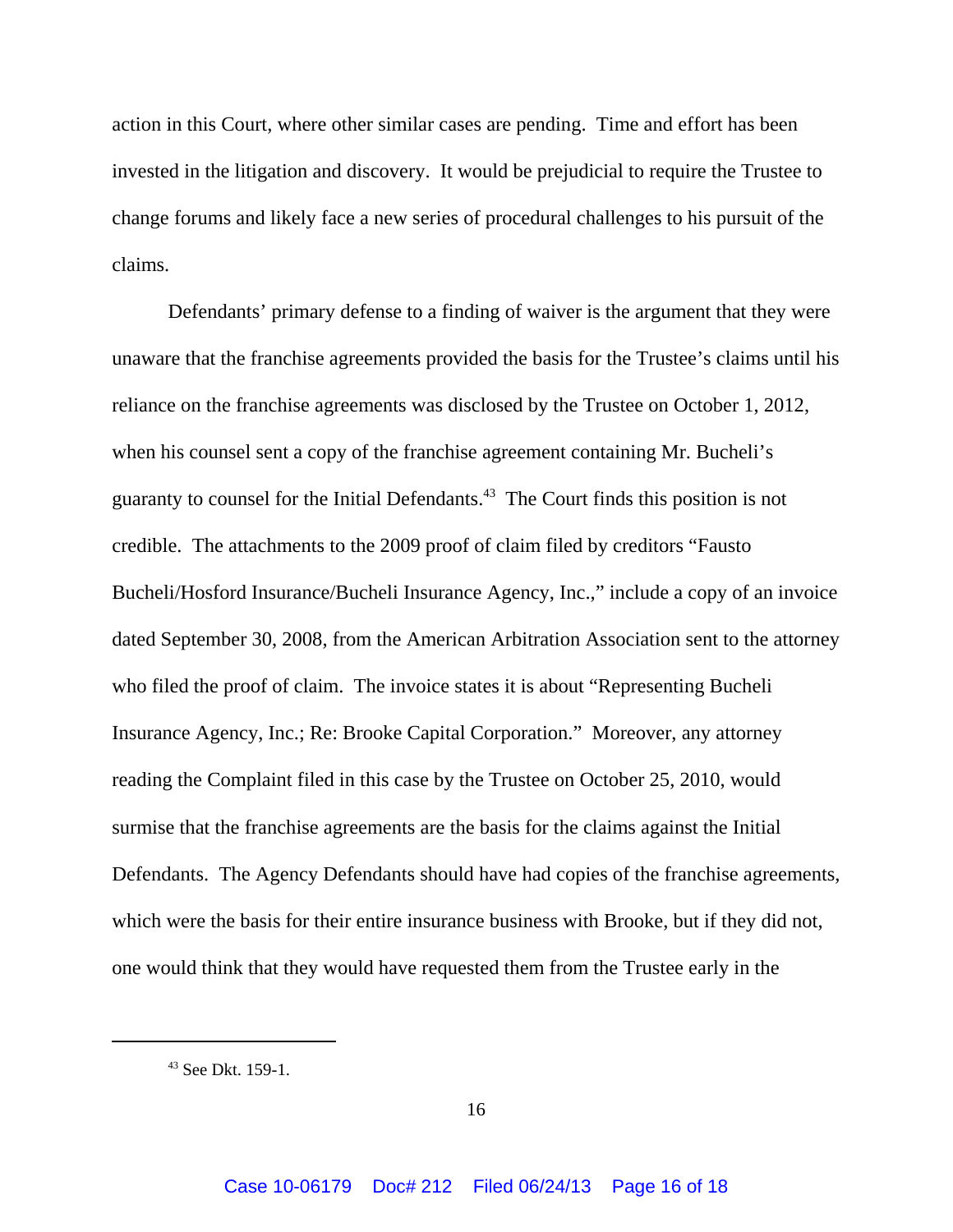action in this Court, where other similar cases are pending. Time and effort has been invested in the litigation and discovery. It would be prejudicial to require the Trustee to change forums and likely face a new series of procedural challenges to his pursuit of the claims.

Defendants' primary defense to a finding of waiver is the argument that they were unaware that the franchise agreements provided the basis for the Trustee's claims until his reliance on the franchise agreements was disclosed by the Trustee on October 1, 2012, when his counsel sent a copy of the franchise agreement containing Mr. Bucheli's guaranty to counsel for the Initial Defendants.[43] The Court finds this position is not credible. The attachments to the 2009 proof of claim filed by creditors "Fausto Bucheli/Hosford Insurance/Bucheli Insurance Agency, Inc.," include a copy of an invoice dated September 30, 2008, from the American Arbitration Association sent to the attorney who filed the proof of claim. The invoice states it is about "Representing Bucheli Insurance Agency, Inc.; Re: Brooke Capital Corporation." Moreover, any attorney reading the Complaint filed in this case by the Trustee on October 25, 2010, would surmise that the franchise agreements are the basis for the claims against the Initial Defendants. The Agency Defendants should have had copies of the franchise agreements, which were the basis for their entire insurance business with Brooke, but if they did not, one would think that they would have requested them from the Trustee early in the

[43] See Dkt. 159-1.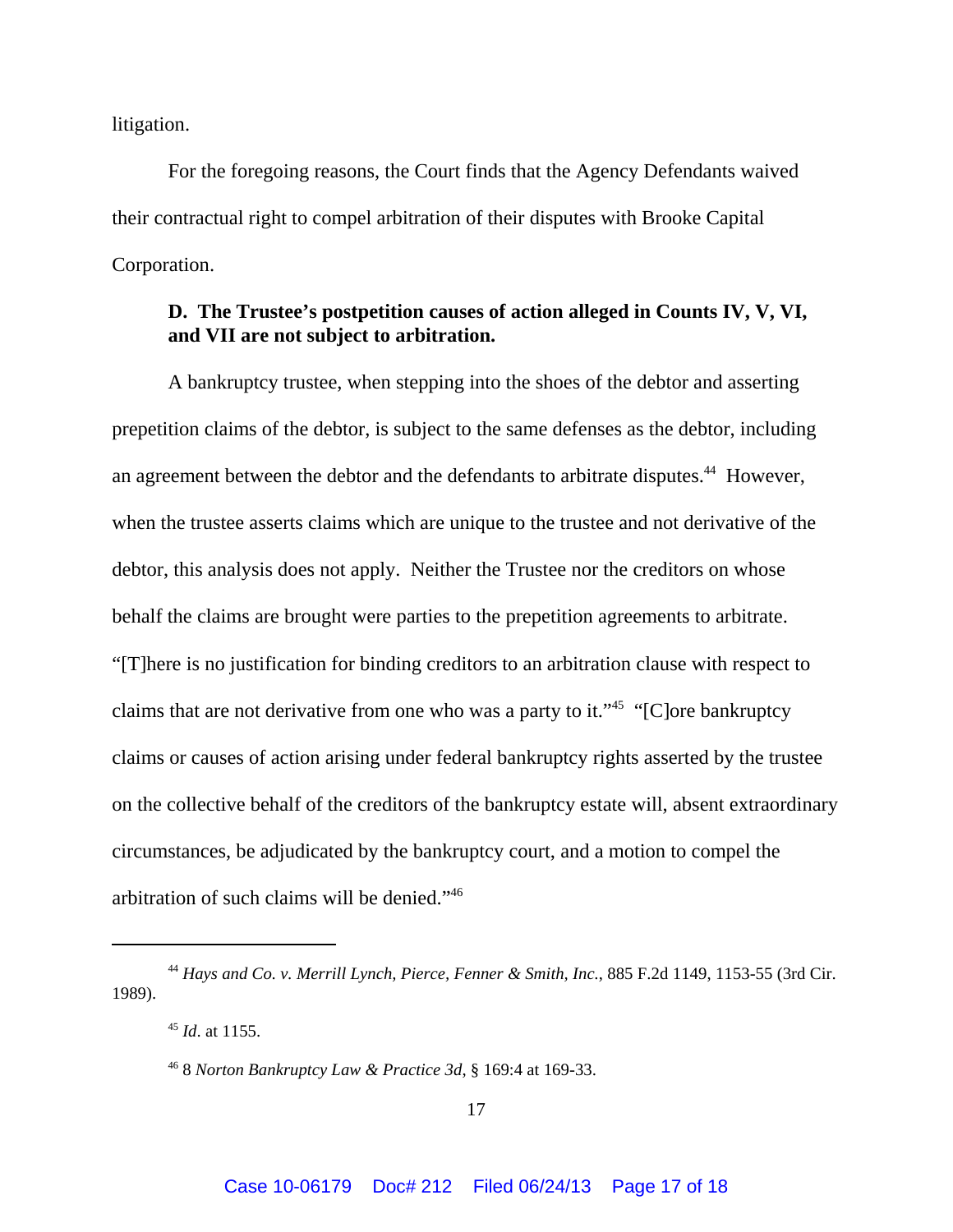litigation.

For the foregoing reasons, the Court finds that the Agency Defendants waived their contractual right to compel arbitration of their disputes with Brooke Capital Corporation.

**D. The Trustee's postpetition causes of action alleged in Counts IV, V, VI, and VII are not subject to arbitration.**

A bankruptcy trustee, when stepping into the shoes of the debtor and asserting prepetition claims of the debtor, is subject to the same defenses as the debtor, including an agreement between the debtor and the defendants to arbitrate disputes.[44] However, when the trustee asserts claims which are unique to the trustee and not derivative of the debtor, this analysis does not apply. Neither the Trustee nor the creditors on whose behalf the claims are brought were parties to the prepetition agreements to arbitrate. "[T]here is no justification for binding creditors to an arbitration clause with respect to claims that are not derivative from one who was a party to it."[45] "[C]ore bankruptcy claims or causes of action arising under federal bankruptcy rights asserted by the trustee on the collective behalf of the creditors of the bankruptcy estate will, absent extraordinary circumstances, be adjudicated by the bankruptcy court, and a motion to compel the arbitration of such claims will be denied."[46]

---

[44] *Hays and Co. v. Merrill Lynch, Pierce, Fenner & Smith, Inc.*, 885 F.2d 1149, 1153-55 (3rd Cir. 1989).

[45] *Id*. at 1155.

[46] 8 *Norton Bankruptcy Law & Practice 3d*, § 169:4 at 169-33.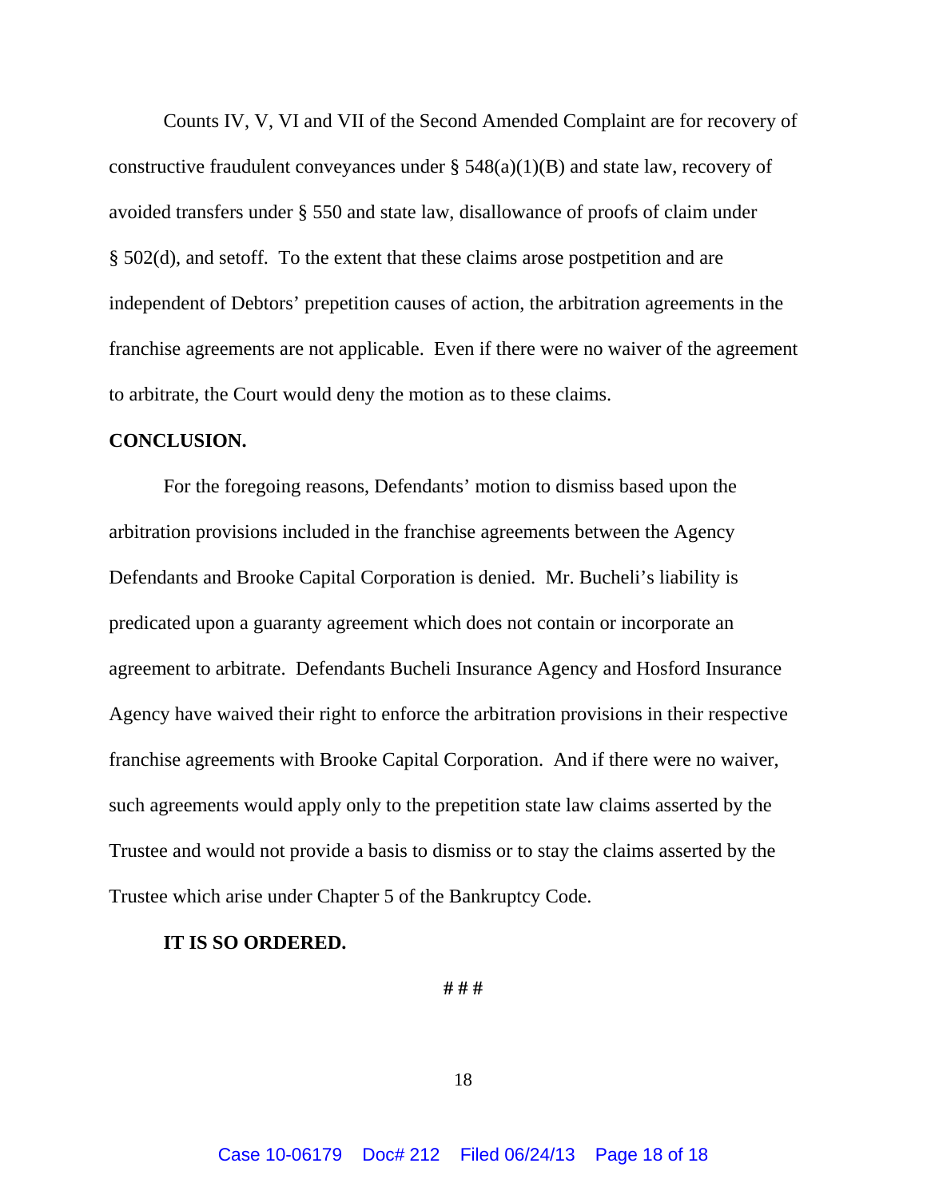Counts IV, V, VI and VII of the Second Amended Complaint are for recovery of constructive fraudulent conveyances under § 548(a)(1)(B) and state law, recovery of avoided transfers under § 550 and state law, disallowance of proofs of claim under § 502(d), and setoff. To the extent that these claims arose postpetition and are independent of Debtors' prepetition causes of action, the arbitration agreements in the franchise agreements are not applicable. Even if there were no waiver of the agreement to arbitrate, the Court would deny the motion as to these claims.

**CONCLUSION.**

For the foregoing reasons, Defendants' motion to dismiss based upon the arbitration provisions included in the franchise agreements between the Agency Defendants and Brooke Capital Corporation is denied. Mr. Bucheli's liability is predicated upon a guaranty agreement which does not contain or incorporate an agreement to arbitrate. Defendants Bucheli Insurance Agency and Hosford Insurance Agency have waived their right to enforce the arbitration provisions in their respective franchise agreements with Brooke Capital Corporation. And if there were no waiver, such agreements would apply only to the prepetition state law claims asserted by the Trustee and would not provide a basis to dismiss or to stay the claims asserted by the Trustee which arise under Chapter 5 of the Bankruptcy Code.

**IT IS SO ORDERED.**

# # #